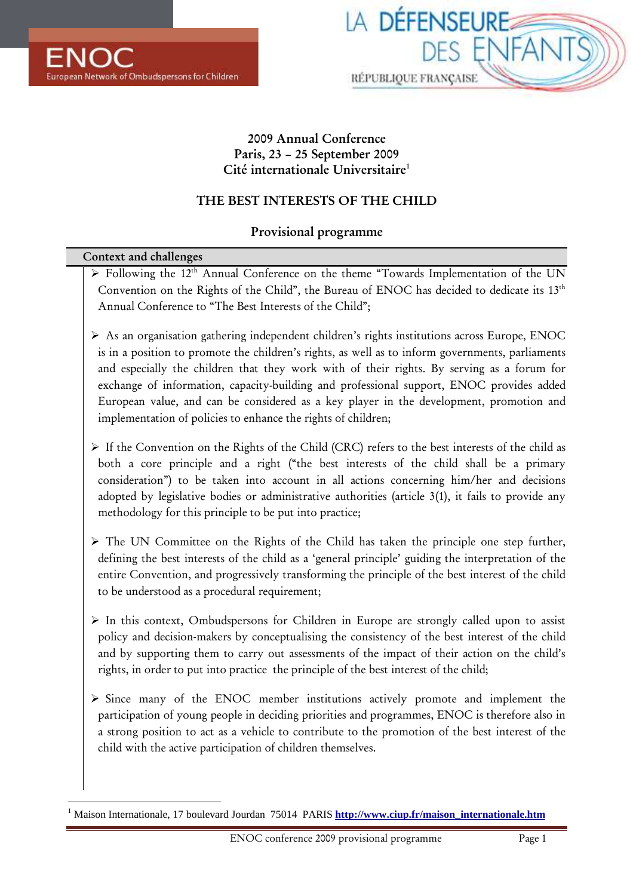ENOC
European Network of Ombudspersons for Children

LA DÉFENSEURE DES ENFANTS
RÉPUBLIQUE FRANÇAISE

**2009 Annual Conference**
**Paris, 23 – 25 September 2009**
**Cité internationale Universitaire**[1]

# THE BEST INTERESTS OF THE CHILD

## Provisional programme

### Context and challenges

- Following the 12th Annual Conference on the theme "Towards Implementation of the UN Convention on the Rights of the Child", the Bureau of ENOC has decided to dedicate its 13th Annual Conference to "The Best Interests of the Child";

- As an organisation gathering independent children's rights institutions across Europe, ENOC is in a position to promote the children's rights, as well as to inform governments, parliaments and especially the children that they work with of their rights. By serving as a forum for exchange of information, capacity-building and professional support, ENOC provides added European value, and can be considered as a key player in the development, promotion and implementation of policies to enhance the rights of children;

- If the Convention on the Rights of the Child (CRC) refers to the best interests of the child as both a core principle and a right ("the best interests of the child shall be a primary consideration") to be taken into account in all actions concerning him/her and decisions adopted by legislative bodies or administrative authorities (article 3(1), it fails to provide any methodology for this principle to be put into practice;

- The UN Committee on the Rights of the Child has taken the principle one step further, defining the best interests of the child as a 'general principle' guiding the interpretation of the entire Convention, and progressively transforming the principle of the best interest of the child to be understood as a procedural requirement;

- In this context, Ombudspersons for Children in Europe are strongly called upon to assist policy and decision-makers by conceptualising the consistency of the best interest of the child and by supporting them to carry out assessments of the impact of their action on the child's rights, in order to put into practice the principle of the best interest of the child;

- Since many of the ENOC member institutions actively promote and implement the participation of young people in deciding priorities and programmes, ENOC is therefore also in a strong position to act as a vehicle to contribute to the promotion of the best interest of the child with the active participation of children themselves.

---

[1] Maison Internationale, 17 boulevard Jourdan 75014 PARIS http://www.ciup.fr/maison_internationale.htm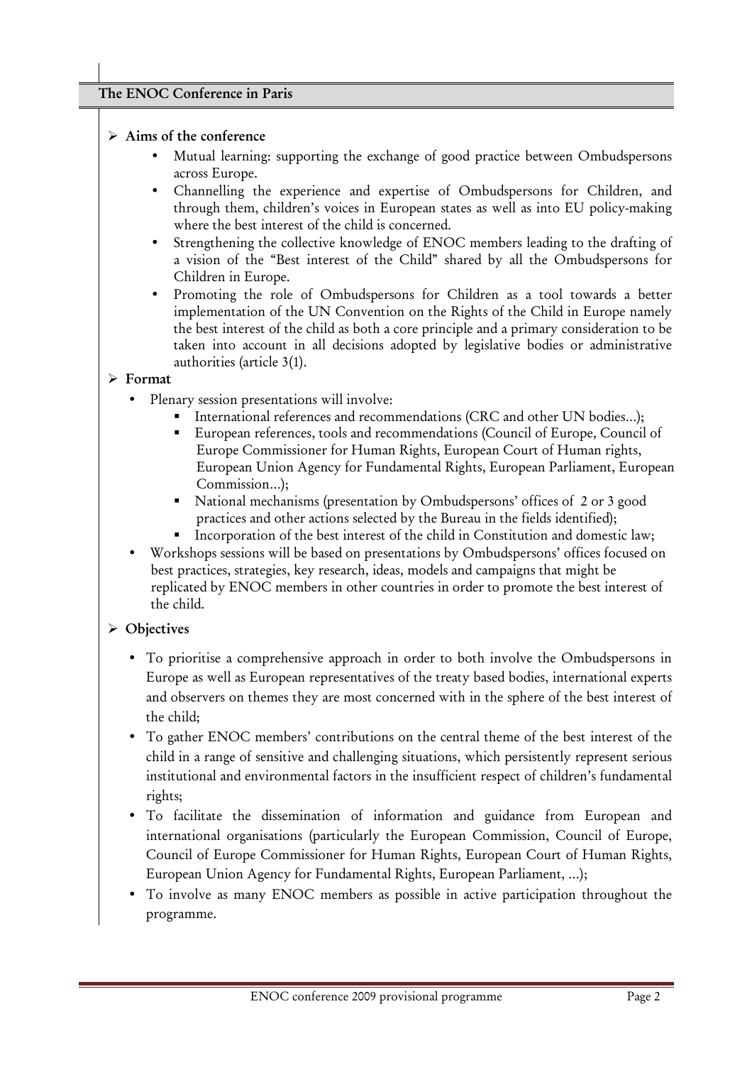## The ENOC Conference in Paris

### Aims of the conference

- Mutual learning: supporting the exchange of good practice between Ombudspersons across Europe.
- Channelling the experience and expertise of Ombudspersons for Children, and through them, children's voices in European states as well as into EU policy-making where the best interest of the child is concerned.
- Strengthening the collective knowledge of ENOC members leading to the drafting of a vision of the "Best interest of the Child" shared by all the Ombudspersons for Children in Europe.
- Promoting the role of Ombudspersons for Children as a tool towards a better implementation of the UN Convention on the Rights of the Child in Europe namely the best interest of the child as both a core principle and a primary consideration to be taken into account in all decisions adopted by legislative bodies or administrative authorities (article 3(1).

### Format

- Plenary session presentations will involve:
  - International references and recommendations (CRC and other UN bodies…);
  - European references, tools and recommendations (Council of Europe, Council of Europe Commissioner for Human Rights, European Court of Human rights, European Union Agency for Fundamental Rights, European Parliament, European Commission…);
  - National mechanisms (presentation by Ombudspersons' offices of 2 or 3 good practices and other actions selected by the Bureau in the fields identified);
  - Incorporation of the best interest of the child in Constitution and domestic law;
- Workshops sessions will be based on presentations by Ombudspersons' offices focused on best practices, strategies, key research, ideas, models and campaigns that might be replicated by ENOC members in other countries in order to promote the best interest of the child.

### Objectives

- To prioritise a comprehensive approach in order to both involve the Ombudspersons in Europe as well as European representatives of the treaty based bodies, international experts and observers on themes they are most concerned with in the sphere of the best interest of the child;
- To gather ENOC members' contributions on the central theme of the best interest of the child in a range of sensitive and challenging situations, which persistently represent serious institutional and environmental factors in the insufficient respect of children's fundamental rights;
- To facilitate the dissemination of information and guidance from European and international organisations (particularly the European Commission, Council of Europe, Council of Europe Commissioner for Human Rights, European Court of Human Rights, European Union Agency for Fundamental Rights, European Parliament, …);
- To involve as many ENOC members as possible in active participation throughout the programme.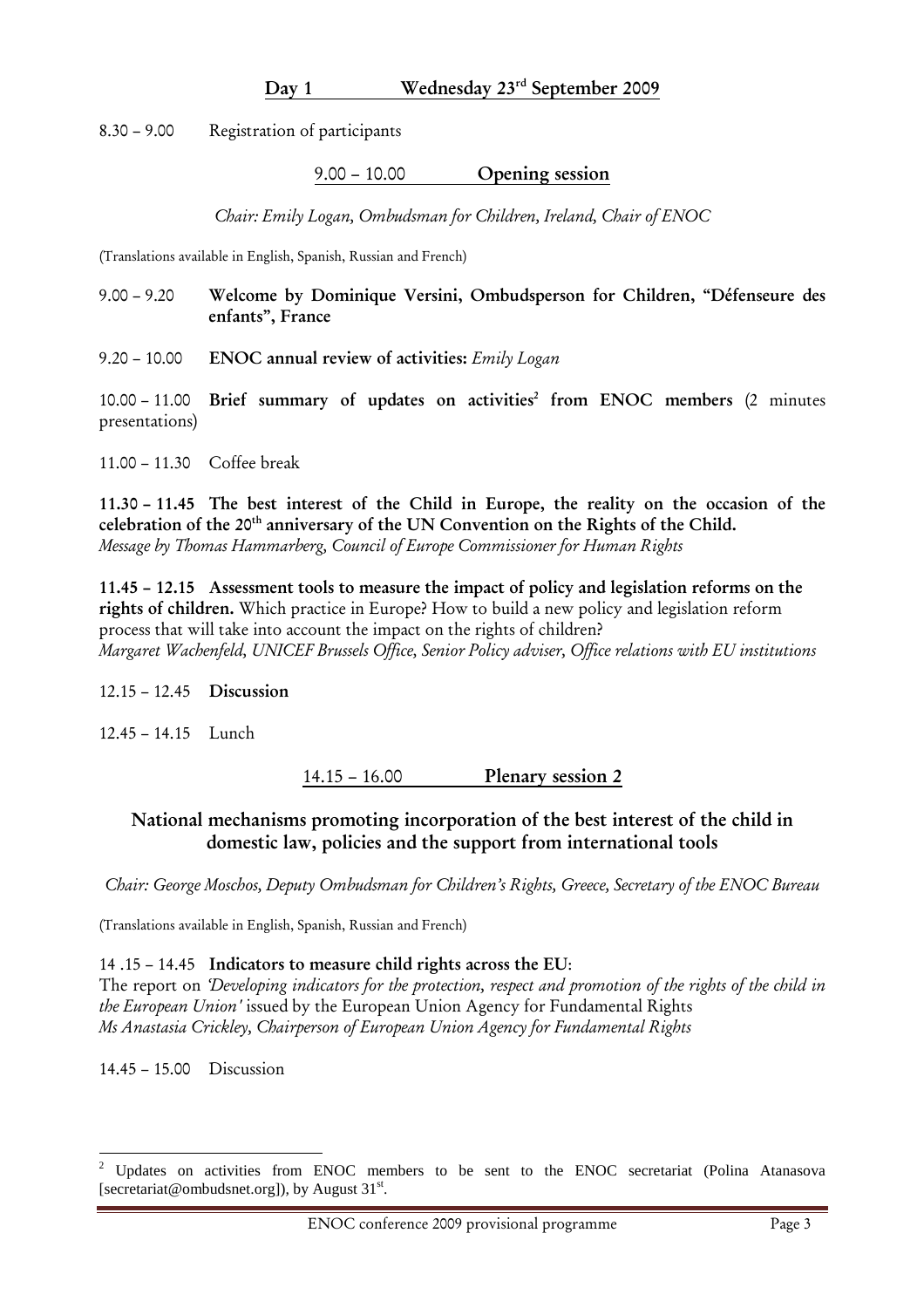## Day 1 Wednesday 23rd September 2009

8.30 – 9.00 Registration of participants

### 9.00 – 10.00 Opening session

*Chair: Emily Logan, Ombudsman for Children, Ireland, Chair of ENOC*

(Translations available in English, Spanish, Russian and French)

9.00 – 9.20 **Welcome by Dominique Versini, Ombudsperson for Children, "Défenseure des enfants", France**

9.20 – 10.00 **ENOC annual review of activities:** *Emily Logan*

10.00 – 11.00 **Brief summary of updates on activities[2] from ENOC members** (2 minutes presentations)

11.00 – 11.30 Coffee break

**11.30 – 11.45 The best interest of the Child in Europe, the reality on the occasion of the celebration of the 20th anniversary of the UN Convention on the Rights of the Child.**
*Message by Thomas Hammarberg, Council of Europe Commissioner for Human Rights*

**11.45 – 12.15 Assessment tools to measure the impact of policy and legislation reforms on the rights of children.** Which practice in Europe? How to build a new policy and legislation reform process that will take into account the impact on the rights of children?
*Margaret Wachenfeld, UNICEF Brussels Office, Senior Policy adviser, Office relations with EU institutions*

12.15 – 12.45 **Discussion**

12.45 – 14.15 Lunch

### 14.15 – 16.00 Plenary session 2

### National mechanisms promoting incorporation of the best interest of the child in domestic law, policies and the support from international tools

*Chair: George Moschos, Deputy Ombudsman for Children's Rights, Greece, Secretary of the ENOC Bureau*

(Translations available in English, Spanish, Russian and French)

14 .15 – 14.45 **Indicators to measure child rights across the EU**:
The report on *'Developing indicators for the protection, respect and promotion of the rights of the child in the European Union'* issued by the European Union Agency for Fundamental Rights
*Ms Anastasia Crickley, Chairperson of European Union Agency for Fundamental Rights*

14.45 – 15.00 Discussion

---

[2] Updates on activities from ENOC members to be sent to the ENOC secretariat (Polina Atanasova [secretariat@ombudsnet.org]), by August 31st.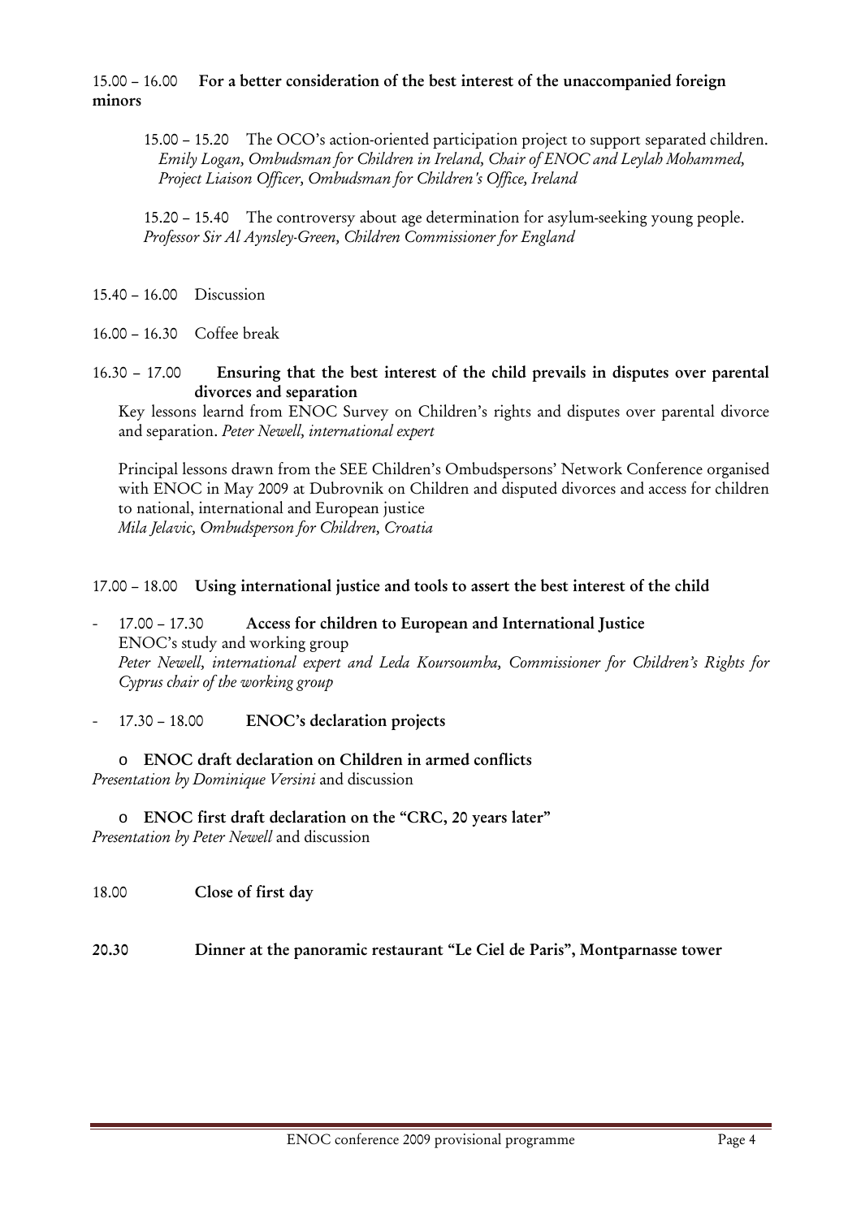15.00 – 16.00 **For a better consideration of the best interest of the unaccompanied foreign minors**

15.00 – 15.20 The OCO's action-oriented participation project to support separated children. *Emily Logan, Ombudsman for Children in Ireland, Chair of ENOC and Leylah Mohammed, Project Liaison Officer, Ombudsman for Children's Office, Ireland*

15.20 – 15.40 The controversy about age determination for asylum-seeking young people. *Professor Sir Al Aynsley-Green, Children Commissioner for England*

15.40 – 16.00 Discussion

16.00 – 16.30 Coffee break

16.30 – 17.00 **Ensuring that the best interest of the child prevails in disputes over parental divorces and separation**

Key lessons learnd from ENOC Survey on Children's rights and disputes over parental divorce and separation. *Peter Newell, international expert*

Principal lessons drawn from the SEE Children's Ombudspersons' Network Conference organised with ENOC in May 2009 at Dubrovnik on Children and disputed divorces and access for children to national, international and European justice
*Mila Jelavic, Ombudsperson for Children, Croatia*

17.00 – 18.00 **Using international justice and tools to assert the best interest of the child**

- 17.00 – 17.30 **Access for children to European and International Justice**
  ENOC's study and working group
  *Peter Newell, international expert and Leda Koursoumba, Commissioner for Children's Rights for Cyprus chair of the working group*
- 17.30 – 18.00 **ENOC's declaration projects**
  - **ENOC draft declaration on Children in armed conflicts**
    *Presentation by Dominique Versini* and discussion
  - **ENOC first draft declaration on the "CRC, 20 years later"**
    *Presentation by Peter Newell* and discussion

18.00 **Close of first day**

**20.30 Dinner at the panoramic restaurant "Le Ciel de Paris", Montparnasse tower**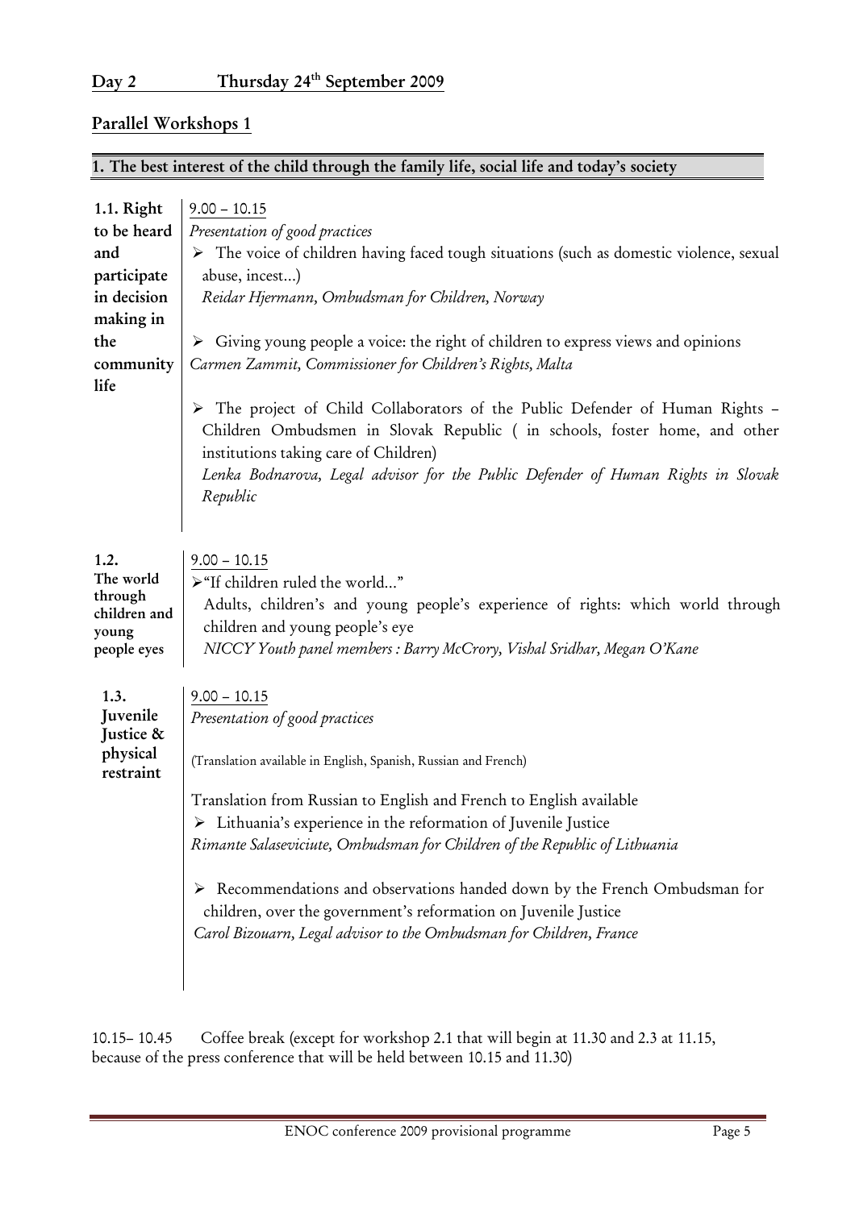## Day 2 Thursday 24th September 2009

## Parallel Workshops 1

### 1. The best interest of the child through the family life, social life and today's society

| | |
|---|---|
| **1.1. Right to be heard and participate in decision making in the community life** | 9.00 – 10.15<br>*Presentation of good practices*<br>➢ The voice of children having faced tough situations (such as domestic violence, sexual abuse, incest…)<br>*Reidar Hjermann, Ombudsman for Children, Norway*<br><br>➢ Giving young people a voice: the right of children to express views and opinions<br>*Carmen Zammit, Commissioner for Children's Rights, Malta*<br><br>➢ The project of Child Collaborators of the Public Defender of Human Rights – Children Ombudsmen in Slovak Republic ( in schools, foster home, and other institutions taking care of Children)<br>*Lenka Bodnarova, Legal advisor for the Public Defender of Human Rights in Slovak Republic* |
| **1.2. The world through children and young people eyes** | 9.00 – 10.15<br>➢"If children ruled the world…"<br>Adults, children's and young people's experience of rights: which world through children and young people's eye<br>*NICCY Youth panel members : Barry McCrory, Vishal Sridhar, Megan O'Kane* |
| **1.3. Juvenile Justice & physical restraint** | 9.00 – 10.15<br>*Presentation of good practices*<br><br>(Translation available in English, Spanish, Russian and French)<br><br>Translation from Russian to English and French to English available<br>➢ Lithuania's experience in the reformation of Juvenile Justice<br>*Rimante Salaseviciute, Ombudsman for Children of the Republic of Lithuania*<br><br>➢ Recommendations and observations handed down by the French Ombudsman for children, over the government's reformation on Juvenile Justice<br>*Carol Bizouarn, Legal advisor to the Ombudsman for Children, France* |

10.15– 10.45 Coffee break (except for workshop 2.1 that will begin at 11.30 and 2.3 at 11.15, because of the press conference that will be held between 10.15 and 11.30)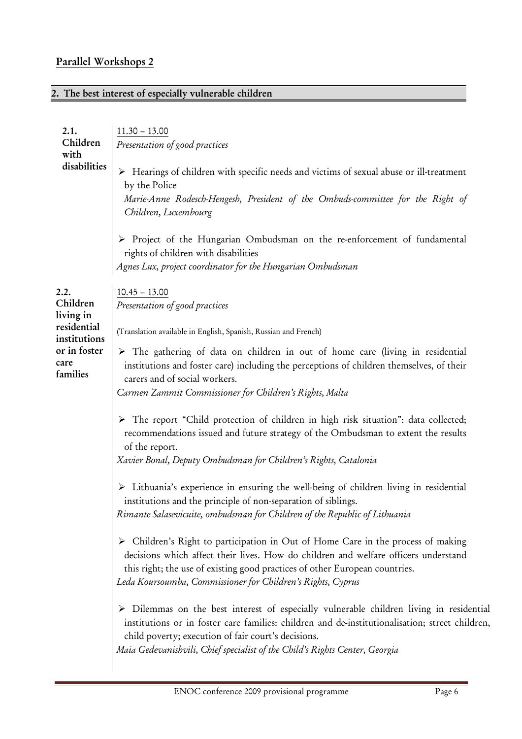## Parallel Workshops 2

## 2. The best interest of especially vulnerable children

### 2.1. Children with disabilities

11.30 – 13.00

*Presentation of good practices*

- Hearings of children with specific needs and victims of sexual abuse or ill-treatment by the Police
  *Marie-Anne Rodesch-Hengesh, President of the Ombuds-committee for the Right of Children, Luxembourg*

- Project of the Hungarian Ombudsman on the re-enforcement of fundamental rights of children with disabilities
  *Agnes Lux, project coordinator for the Hungarian Ombudsman*

### 2.2. Children living in residential institutions or in foster care families

10.45 – 13.00

*Presentation of good practices*

(Translation available in English, Spanish, Russian and French)

- The gathering of data on children in out of home care (living in residential institutions and foster care) including the perceptions of children themselves, of their carers and of social workers.
  *Carmen Zammit Commissioner for Children's Rights, Malta*

- The report "Child protection of children in high risk situation": data collected; recommendations issued and future strategy of the Ombudsman to extent the results of the report.
  *Xavier Bonal, Deputy Ombudsman for Children's Rights, Catalonia*

- Lithuania's experience in ensuring the well-being of children living in residential institutions and the principle of non-separation of siblings.
  *Rimante Salasevicuite, ombudsman for Children of the Republic of Lithuania*

- Children's Right to participation in Out of Home Care in the process of making decisions which affect their lives. How do children and welfare officers understand this right; the use of existing good practices of other European countries.
  *Leda Koursoumba, Commissioner for Children's Rights, Cyprus*

- Dilemmas on the best interest of especially vulnerable children living in residential institutions or in foster care families: children and de-institutionalisation; street children, child poverty; execution of fair court's decisions.
  *Maia Gedevanishvili, Chief specialist of the Child's Rights Center, Georgia*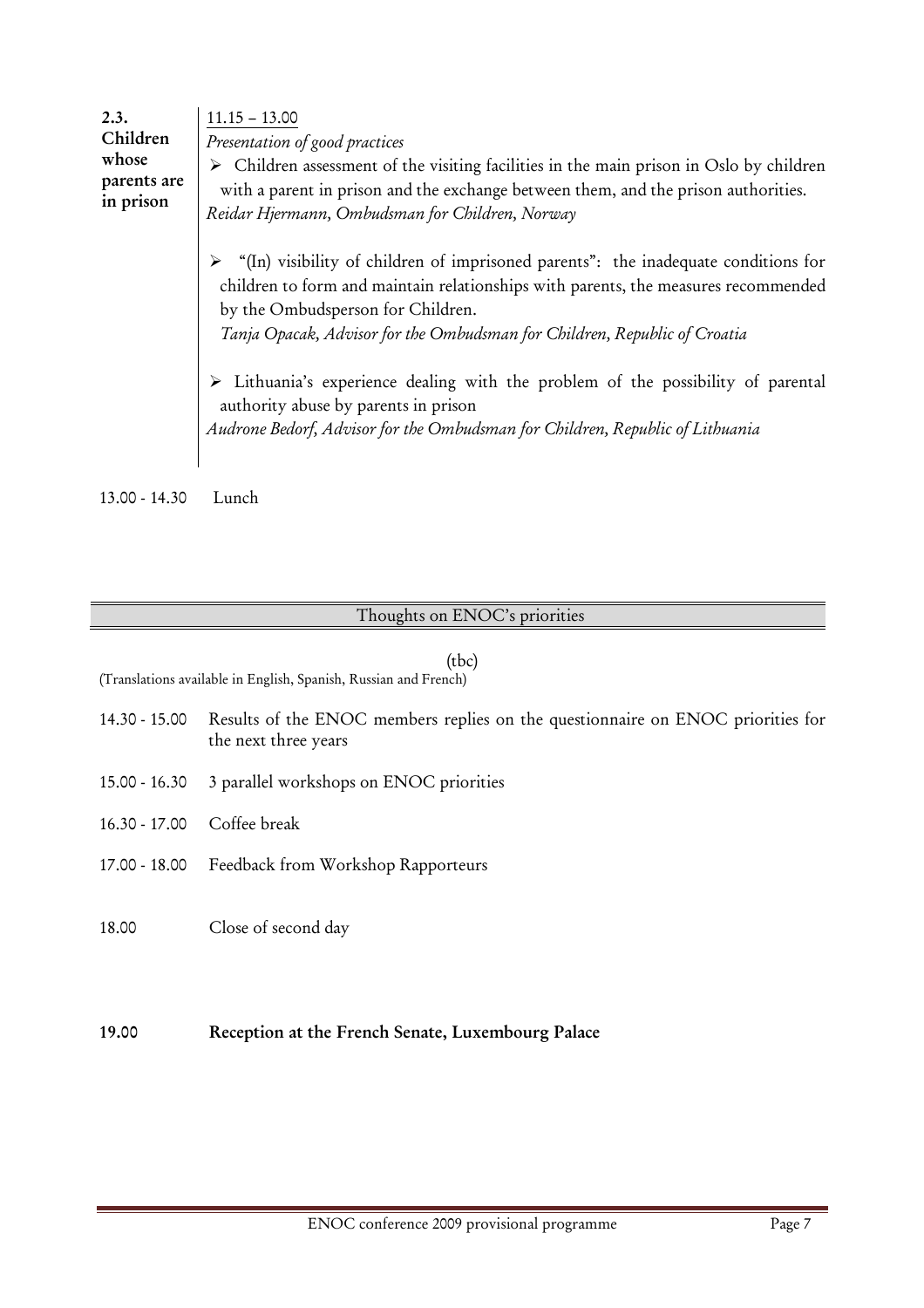**2.3. Children whose parents are in prison**

11.15 – 13.00

*Presentation of good practices*

- Children assessment of the visiting facilities in the main prison in Oslo by children with a parent in prison and the exchange between them, and the prison authorities.
*Reidar Hjermann, Ombudsman for Children, Norway*

- "(In) visibility of children of imprisoned parents": the inadequate conditions for children to form and maintain relationships with parents, the measures recommended by the Ombudsperson for Children.
*Tanja Opacak, Advisor for the Ombudsman for Children, Republic of Croatia*

- Lithuania's experience dealing with the problem of the possibility of parental authority abuse by parents in prison
*Audrone Bedorf, Advisor for the Ombudsman for Children, Republic of Lithuania*

13.00 - 14.30 Lunch

## Thoughts on ENOC's priorities

(tbc)

(Translations available in English, Spanish, Russian and French)

14.30 - 15.00 Results of the ENOC members replies on the questionnaire on ENOC priorities for the next three years

15.00 - 16.30 3 parallel workshops on ENOC priorities

16.30 - 17.00 Coffee break

17.00 - 18.00 Feedback from Workshop Rapporteurs

18.00 Close of second day

**19.00 Reception at the French Senate, Luxembourg Palace**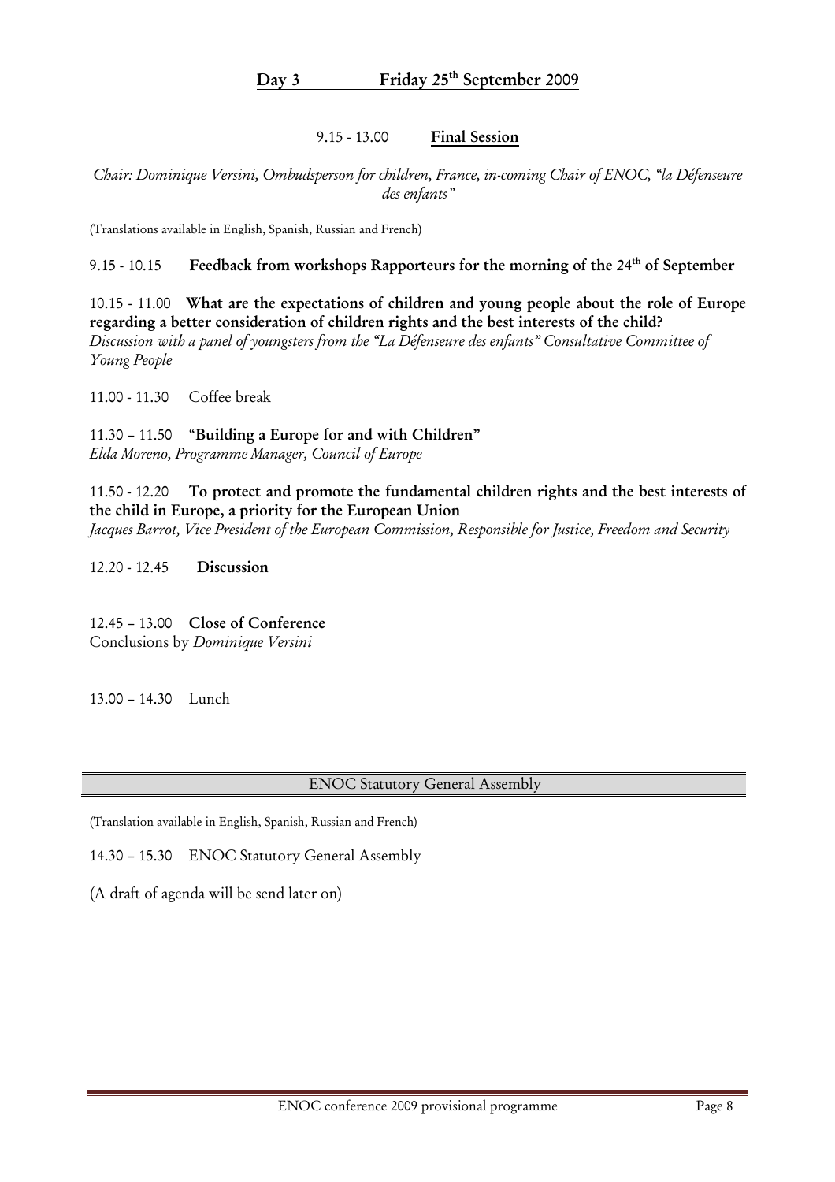## Day 3 Friday 25th September 2009

9.15 - 13.00 **Final Session**

*Chair: Dominique Versini, Ombudsperson for children, France, in-coming Chair of ENOC, "la Défenseure des enfants"*

(Translations available in English, Spanish, Russian and French)

9.15 - 10.15 **Feedback from workshops Rapporteurs for the morning of the 24th of September**

10.15 - 11.00 **What are the expectations of children and young people about the role of Europe regarding a better consideration of children rights and the best interests of the child?**
*Discussion with a panel of youngsters from the "La Défenseure des enfants" Consultative Committee of Young People*

11.00 - 11.30 Coffee break

11.30 – 11.50 **"Building a Europe for and with Children"**
*Elda Moreno, Programme Manager, Council of Europe*

11.50 - 12.20 **To protect and promote the fundamental children rights and the best interests of the child in Europe, a priority for the European Union**
*Jacques Barrot, Vice President of the European Commission, Responsible for Justice, Freedom and Security*

12.20 - 12.45 **Discussion**

12.45 – 13.00 **Close of Conference**
Conclusions by *Dominique Versini*

13.00 – 14.30 Lunch

---

ENOC Statutory General Assembly

(Translation available in English, Spanish, Russian and French)

14.30 – 15.30 ENOC Statutory General Assembly

(A draft of agenda will be send later on)